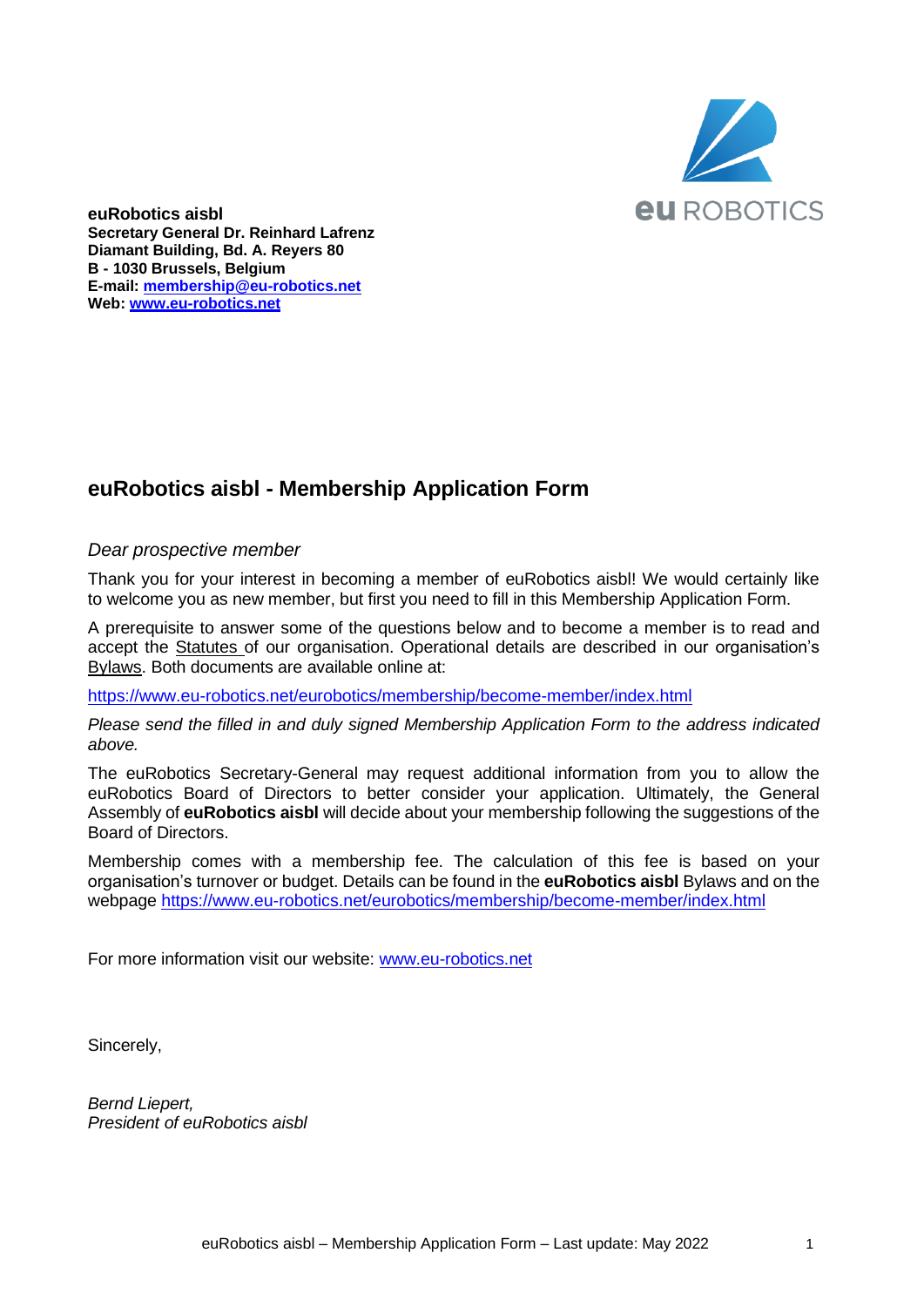**euRobotics aisbl**
**Secretary General Dr. Reinhard Lafrenz**
**Diamant Building, Bd. A. Reyers 80**
**B - 1030 Brussels, Belgium**
**E-mail: [membership@eu-robotics.net](mailto:membership@eu-robotics.net)**
**Web: [www.eu-robotics.net](http://www.eu-robotics.net)**

## euRobotics aisbl - Membership Application Form

*Dear prospective member*

Thank you for your interest in becoming a member of euRobotics aisbl! We would certainly like to welcome you as new member, but first you need to fill in this Membership Application Form.

A prerequisite to answer some of the questions below and to become a member is to read and accept the Statutes of our organisation. Operational details are described in our organisation's Bylaws. Both documents are available online at:

[https://www.eu-robotics.net/eurobotics/membership/become-member/index.html](https://www.eu-robotics.net/eurobotics/membership/become-member/index.html)

*Please send the filled in and duly signed Membership Application Form to the address indicated above.*

The euRobotics Secretary-General may request additional information from you to allow the euRobotics Board of Directors to better consider your application. Ultimately, the General Assembly of **euRobotics aisbl** will decide about your membership following the suggestions of the Board of Directors.

Membership comes with a membership fee. The calculation of this fee is based on your organisation's turnover or budget. Details can be found in the **euRobotics aisbl** Bylaws and on the webpage [https://www.eu-robotics.net/eurobotics/membership/become-member/index.html](https://www.eu-robotics.net/eurobotics/membership/become-member/index.html)

For more information visit our website: [www.eu-robotics.net](http://www.eu-robotics.net)

Sincerely,

*Bernd Liepert,*
*President of euRobotics aisbl*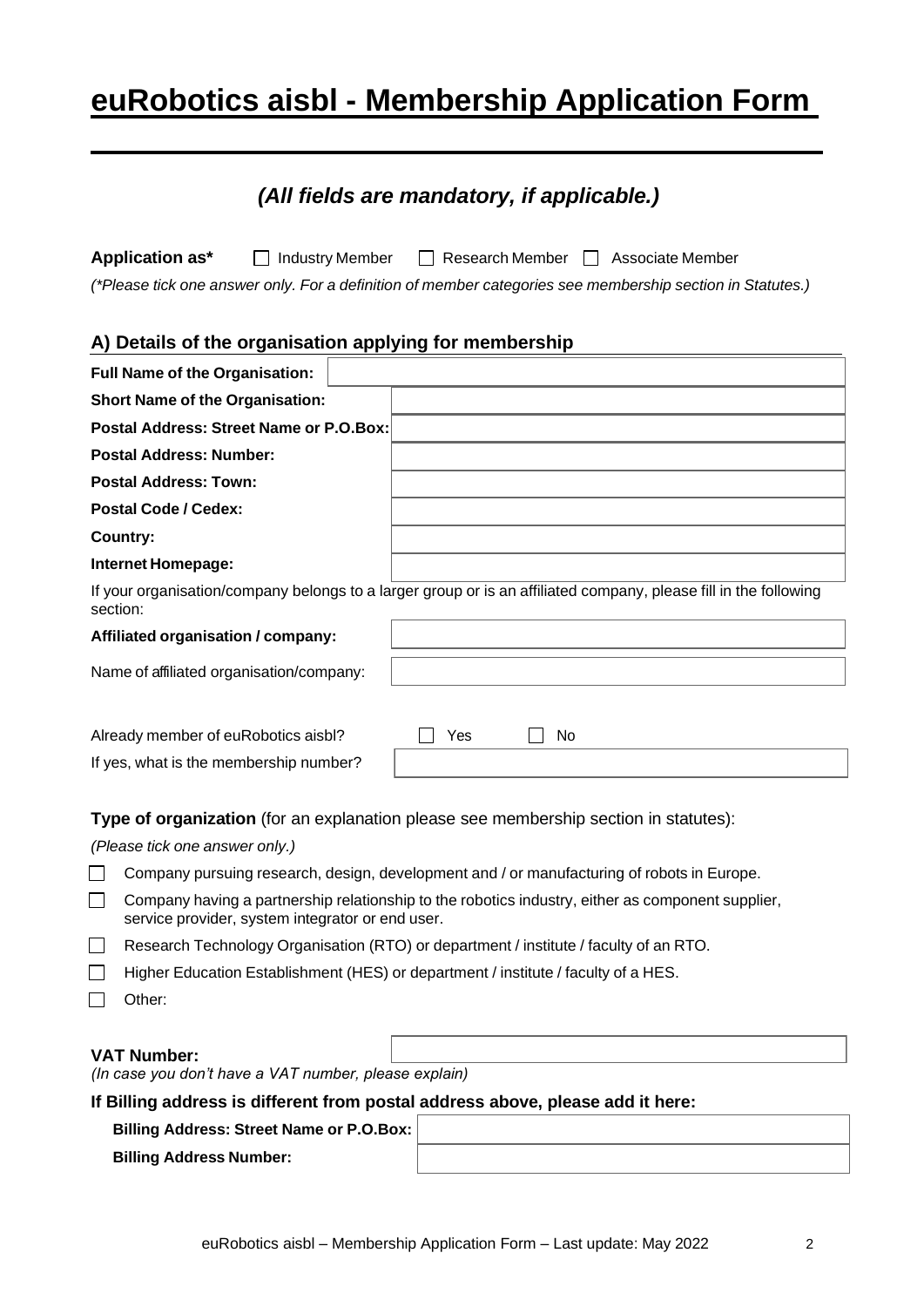# euRobotics aisbl - Membership Application Form

## *(All fields are mandatory, if applicable.)*

**Application as*** ☐ Industry Member ☐ Research Member ☐ Associate Member

*(*Please tick one answer only. For a definition of member categories see membership section in Statutes.)*

### A) Details of the organisation applying for membership

| | |
|---|---|
| **Full Name of the Organisation:** | |
| **Short Name of the Organisation:** | |
| **Postal Address: Street Name or P.O.Box:** | |
| **Postal Address: Number:** | |
| **Postal Address: Town:** | |
| **Postal Code / Cedex:** | |
| **Country:** | |
| **Internet Homepage:** | |

If your organisation/company belongs to a larger group or is an affiliated company, please fill in the following section:

| | |
|---|---|
| **Affiliated organisation / company:** | |
| Name of affiliated organisation/company: | |

Already member of euRobotics aisbl? ☐ Yes ☐ No

| | |
|---|---|
| If yes, what is the membership number? | |

**Type of organization** (for an explanation please see membership section in statutes):

*(Please tick one answer only.)*

- ☐ Company pursuing research, design, development and / or manufacturing of robots in Europe.
- ☐ Company having a partnership relationship to the robotics industry, either as component supplier, service provider, system integrator or end user.
- ☐ Research Technology Organisation (RTO) or department / institute / faculty of an RTO.
- ☐ Higher Education Establishment (HES) or department / institute / faculty of a HES.
- ☐ Other:

| | |
|---|---|
| **VAT Number:** *(In case you don't have a VAT number, please explain)* | |

**If Billing address is different from postal address above, please add it here:**

| | |
|---|---|
| **Billing Address: Street Name or P.O.Box:** | |
| **Billing Address Number:** | |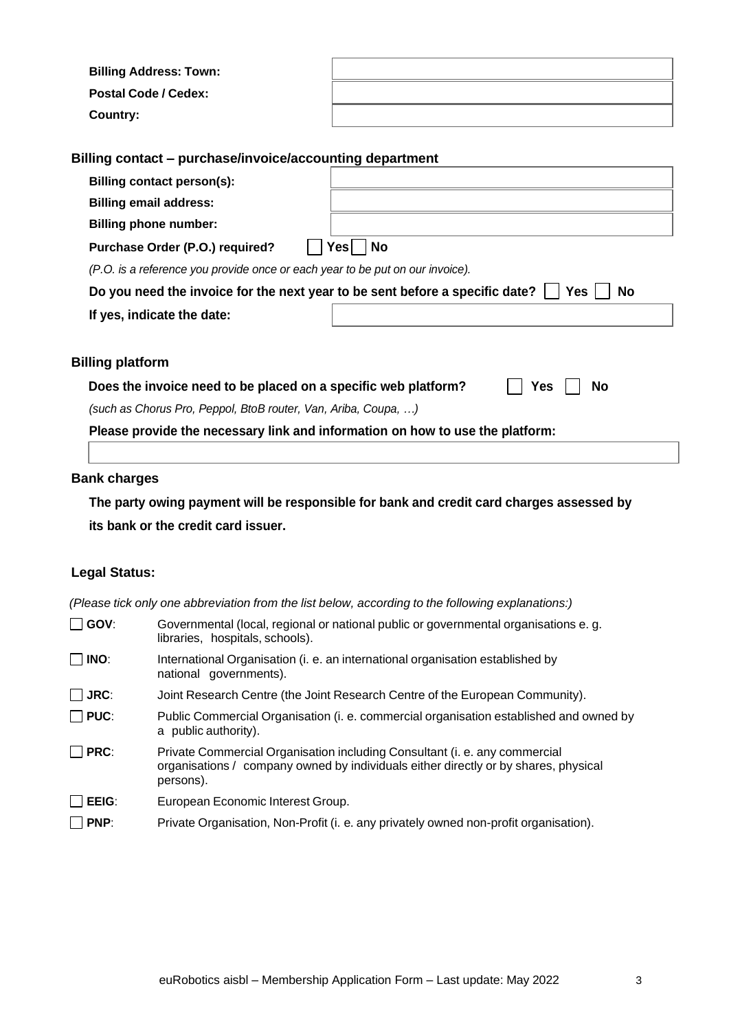| | |
|---|---|
| **Billing Address: Town:** | |
| **Postal Code / Cedex:** | |
| **Country:** | |

## Billing contact – purchase/invoice/accounting department

| | |
|---|---|
| **Billing contact person(s):** | |
| **Billing email address:** | |
| **Billing phone number:** | |

**Purchase Order (P.O.) required?** ☐ **Yes** ☐ **No**

*(P.O. is a reference you provide once or each year to be put on our invoice).*

**Do you need the invoice for the next year to be sent before a specific date?** ☐ **Yes** ☐ **No**

| | |
|---|---|
| **If yes, indicate the date:** | |

## Billing platform

**Does the invoice need to be placed on a specific web platform?** ☐ **Yes** ☐ **No**

*(such as Chorus Pro, Peppol, BtoB router, Van, Ariba, Coupa, …)*

**Please provide the necessary link and information on how to use the platform:**

| |
|---|
| |

## Bank charges

**The party owing payment will be responsible for bank and credit card charges assessed by its bank or the credit card issuer.**

## Legal Status:

*(Please tick only one abbreviation from the list below, according to the following explanations:)*

- ☐ **GOV**: Governmental (local, regional or national public or governmental organisations e. g. libraries, hospitals, schools).
- ☐ **INO**: International Organisation (i. e. an international organisation established by national governments).
- ☐ **JRC**: Joint Research Centre (the Joint Research Centre of the European Community).
- ☐ **PUC**: Public Commercial Organisation (i. e. commercial organisation established and owned by a public authority).
- ☐ **PRC**: Private Commercial Organisation including Consultant (i. e. any commercial organisations / company owned by individuals either directly or by shares, physical persons).
- ☐ **EEIG**: European Economic Interest Group.
- ☐ **PNP**: Private Organisation, Non-Profit (i. e. any privately owned non-profit organisation).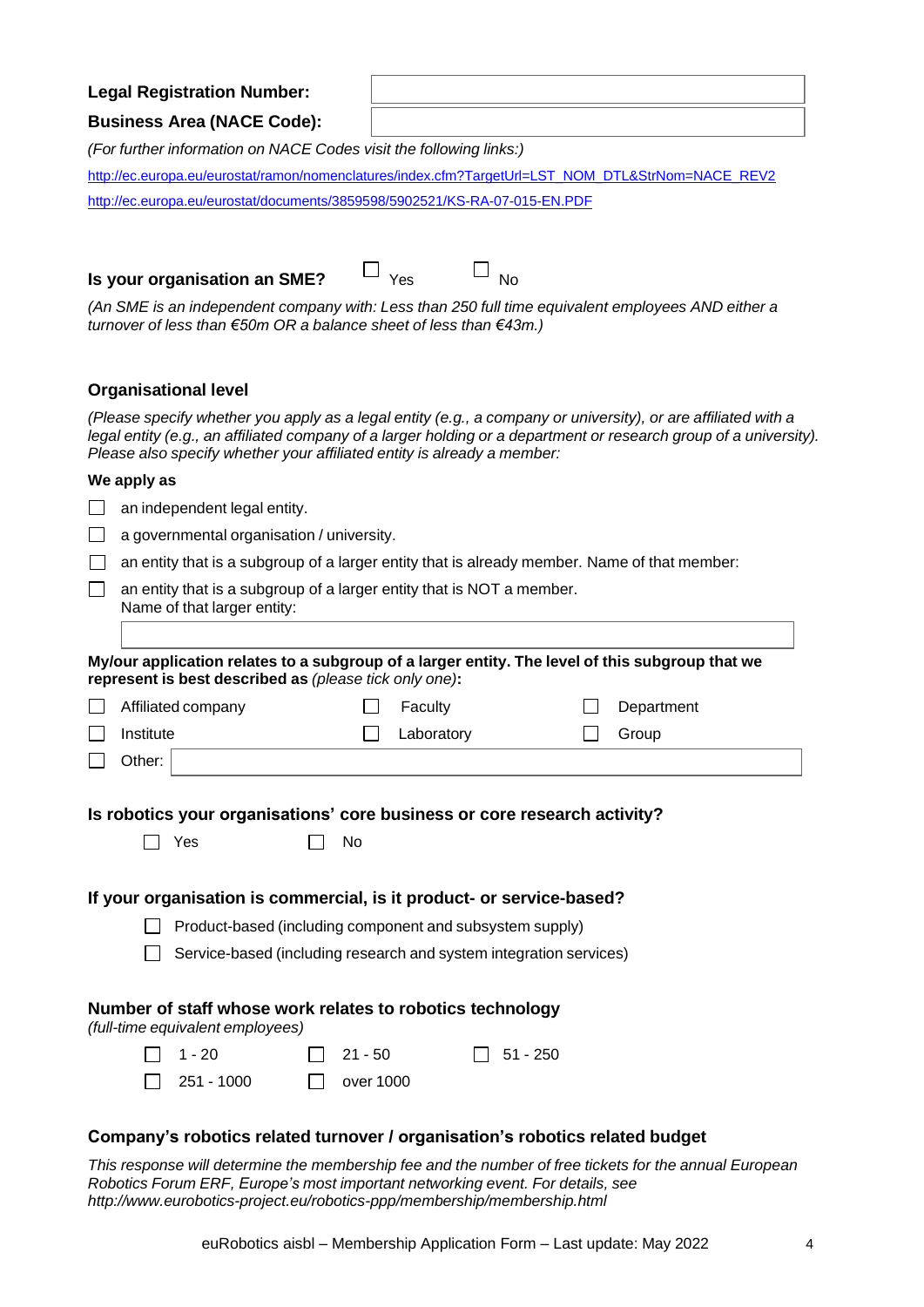**Legal Registration Number:**

**Business Area (NACE Code):**

*(For further information on NACE Codes visit the following links:)*

http://ec.europa.eu/eurostat/ramon/nomenclatures/index.cfm?TargetUrl=LST_NOM_DTL&StrNom=NACE_REV2

http://ec.europa.eu/eurostat/documents/3859598/5902521/KS-RA-07-015-EN.PDF

**Is your organisation an SME?** ☐ Yes ☐ No

*(An SME is an independent company with: Less than 250 full time equivalent employees AND either a turnover of less than €50m OR a balance sheet of less than €43m.)*

### Organisational level

*(Please specify whether you apply as a legal entity (e.g., a company or university), or are affiliated with a legal entity (e.g., an affiliated company of a larger holding or a department or research group of a university). Please also specify whether your affiliated entity is already a member:*

**We apply as**

☐ an independent legal entity.

☐ a governmental organisation / university.

☐ an entity that is a subgroup of a larger entity that is already member. Name of that member:

☐ an entity that is a subgroup of a larger entity that is NOT a member.
Name of that larger entity:

**My/our application relates to a subgroup of a larger entity. The level of this subgroup that we represent is best described as** *(please tick only one)***:**

☐ Affiliated company ☐ Faculty ☐ Department

☐ Institute ☐ Laboratory ☐ Group

☐ Other:

### Is robotics your organisations' core business or core research activity?

☐ Yes ☐ No

### If your organisation is commercial, is it product- or service-based?

☐ Product-based (including component and subsystem supply)

☐ Service-based (including research and system integration services)

### Number of staff whose work relates to robotics technology

*(full-time equivalent employees)*

☐ 1 - 20 ☐ 21 - 50 ☐ 51 - 250

☐ 251 - 1000 ☐ over 1000

### Company's robotics related turnover / organisation's robotics related budget

*This response will determine the membership fee and the number of free tickets for the annual European Robotics Forum ERF, Europe's most important networking event. For details, see http://www.eurobotics-project.eu/robotics-ppp/membership/membership.html*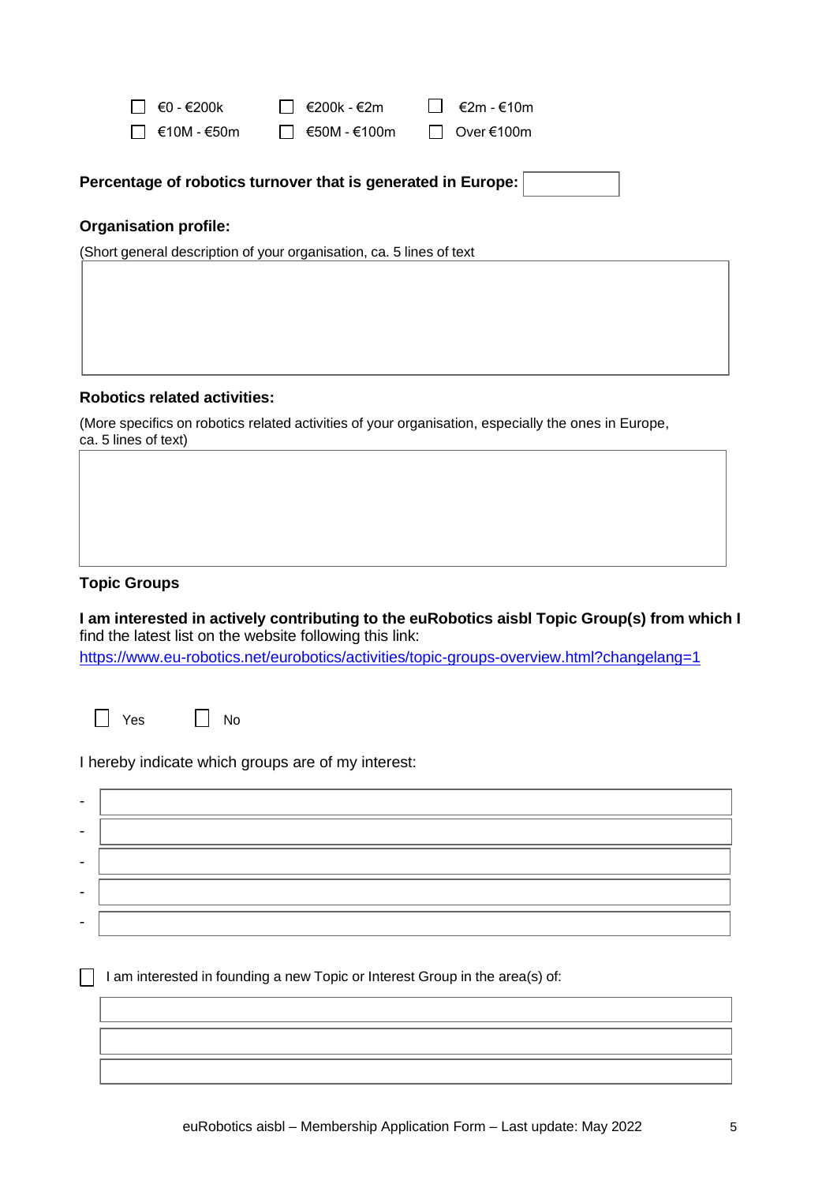☐ €0 - €200k ☐ €200k - €2m ☐ €2m - €10m
☐ €10M - €50m ☐ €50M - €100m ☐ Over €100m

**Percentage of robotics turnover that is generated in Europe:** ____________

**Organisation profile:**

(Short general description of your organisation, ca. 5 lines of text

| |
|---|
| |

**Robotics related activities:**

(More specifics on robotics related activities of your organisation, especially the ones in Europe, ca. 5 lines of text)

| |
|---|
| |

**Topic Groups**

**I am interested in actively contributing to the euRobotics aisbl Topic Group(s) from which I** find the latest list on the website following this link:
https://www.eu-robotics.net/eurobotics/activities/topic-groups-overview.html?changelang=1

☐ Yes ☐ No

I hereby indicate which groups are of my interest:

- 
- 
- 
- 
- 

☐ I am interested in founding a new Topic or Interest Group in the area(s) of:

| |
|---|
| |
| |
| |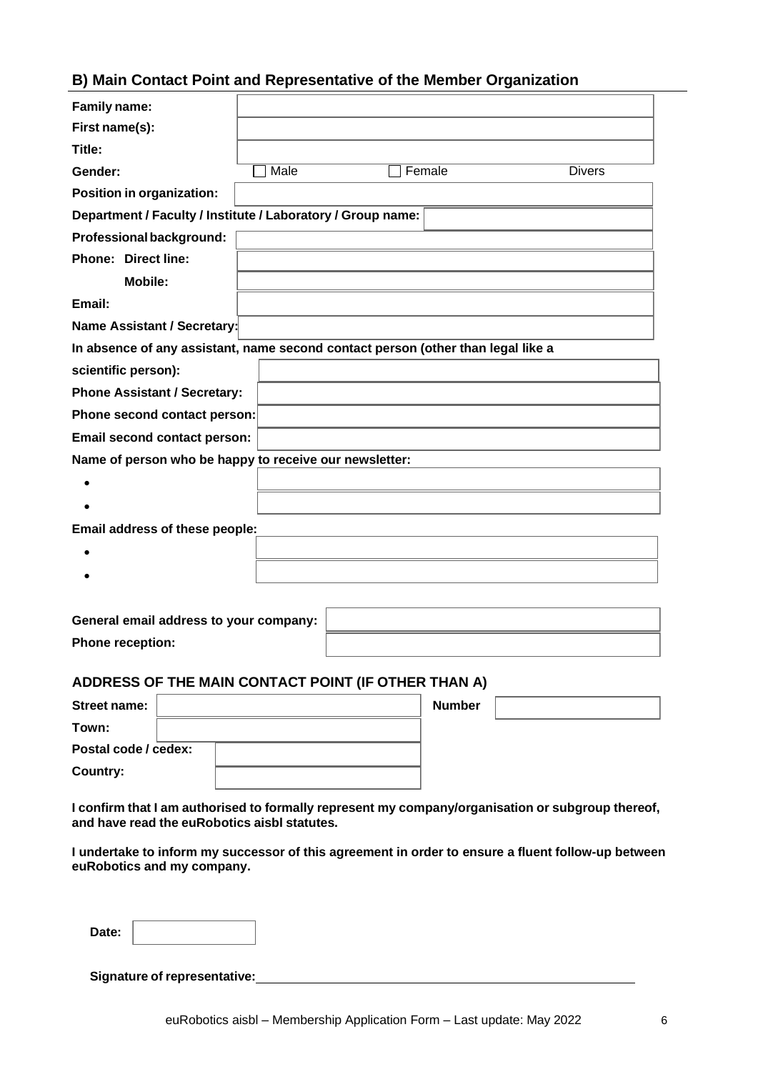## B) Main Contact Point and Representative of the Member Organization

| | |
|---|---|
| **Family name:** | |
| **First name(s):** | |
| **Title:** | |
| **Gender:** | ☐ Male ☐ Female Divers |
| **Position in organization:** | |
| **Department / Faculty / Institute / Laboratory / Group name:** | |
| **Professional background:** | |
| **Phone: Direct line:** | |
| **Mobile:** | |
| **Email:** | |
| **Name Assistant / Secretary:** | |

**In absence of any assistant, name second contact person (other than legal like a scientific person):**

| | |
|---|---|
| **Phone Assistant / Secretary:** | |
| **Phone second contact person:** | |
| **Email second contact person:** | |

**Name of person who be happy to receive our newsletter:**

- 
- 

**Email address of these people:**

- 
- 

| | |
|---|---|
| **General email address to your company:** | |
| **Phone reception:** | |

### ADDRESS OF THE MAIN CONTACT POINT (IF OTHER THAN A)

| | | | |
|---|---|---|---|
| **Street name:** | | **Number** | |
| **Town:** | | | |
| **Postal code / cedex:** | | | |
| **Country:** | | | |

**I confirm that I am authorised to formally represent my company/organisation or subgroup thereof, and have read the euRobotics aisbl statutes.**

**I undertake to inform my successor of this agreement in order to ensure a fluent follow-up between euRobotics and my company.**

**Date:**

**Signature of representative:** ______________________________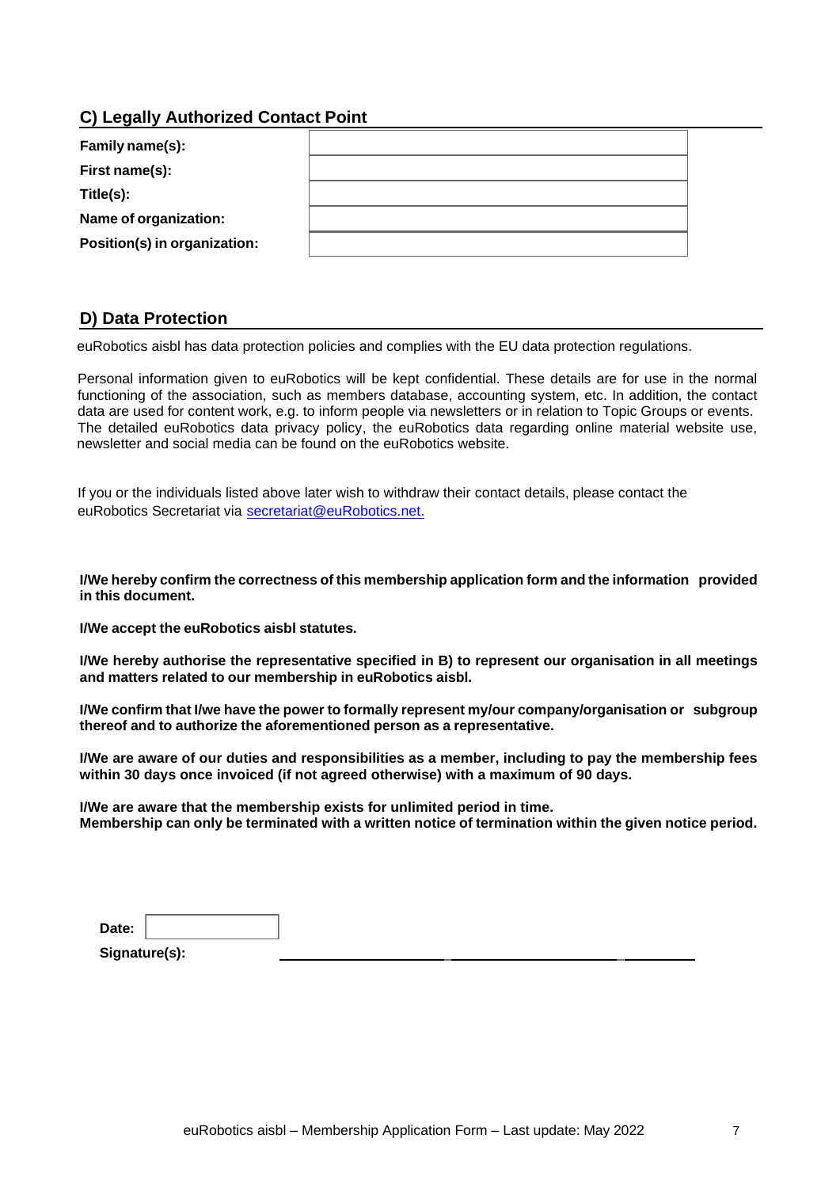## C) Legally Authorized Contact Point

| | |
|---|---|
| **Family name(s):** | |
| **First name(s):** | |
| **Title(s):** | |
| **Name of organization:** | |
| **Position(s) in organization:** | |

## D) Data Protection

euRobotics aisbl has data protection policies and complies with the EU data protection regulations.

Personal information given to euRobotics will be kept confidential. These details are for use in the normal functioning of the association, such as members database, accounting system, etc. In addition, the contact data are used for content work, e.g. to inform people via newsletters or in relation to Topic Groups or events. The detailed euRobotics data privacy policy, the euRobotics data regarding online material website use, newsletter and social media can be found on the euRobotics website.

If you or the individuals listed above later wish to withdraw their contact details, please contact the euRobotics Secretariat via [secretariat@euRobotics.net.](mailto:secretariat@euRobotics.net)

**I/We hereby confirm the correctness of this membership application form and the information provided in this document.**

**I/We accept the euRobotics aisbl statutes.**

**I/We hereby authorise the representative specified in B) to represent our organisation in all meetings and matters related to our membership in euRobotics aisbl.**

**I/We confirm that I/we have the power to formally represent my/our company/organisation or subgroup thereof and to authorize the aforementioned person as a representative.**

**I/We are aware of our duties and responsibilities as a member, including to pay the membership fees within 30 days once invoiced (if not agreed otherwise) with a maximum of 90 days.**

**I/We are aware that the membership exists for unlimited period in time.**
**Membership can only be terminated with a written notice of termination within the given notice period.**

**Date:** ____________

**Signature(s):** ______________________________________________

euRobotics aisbl – Membership Application Form – Last update: May 2022